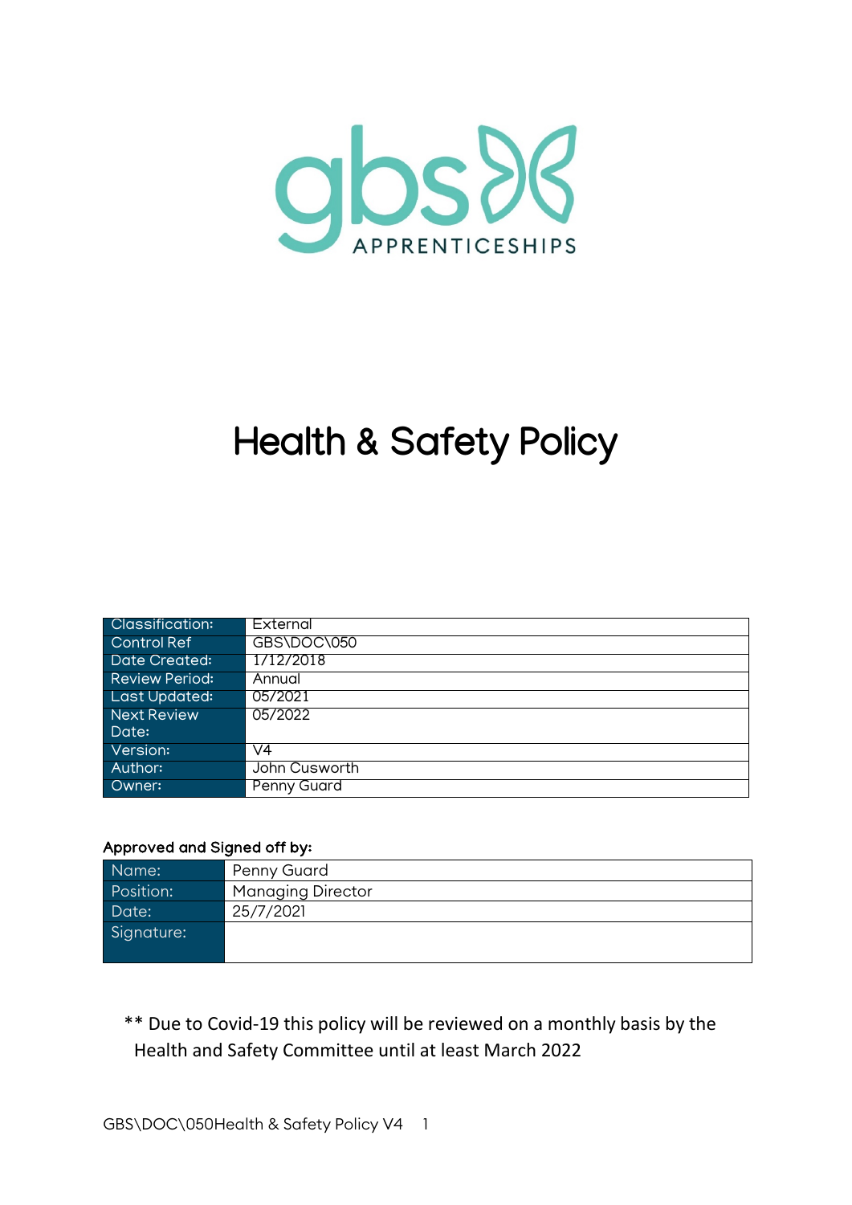gbs APPRENTICESHIPS

# Health & Safety Policy

| Classification: | External |
|---|---|
| Control Ref | GBS\DOC\050 |
| Date Created: | 1/12/2018 |
| Review Period: | Annual |
| Last Updated: | 05/2021 |
| Next Review Date: | 05/2022 |
| Version: | V4 |
| Author: | John Cusworth |
| Owner: | Penny Guard |

Approved and Signed off by:

| Name: | Penny Guard |
|---|---|
| Position: | Managing Director |
| Date: | 25/7/2021 |
| Signature: | |

** Due to Covid-19 this policy will be reviewed on a monthly basis by the Health and Safety Committee until at least March 2022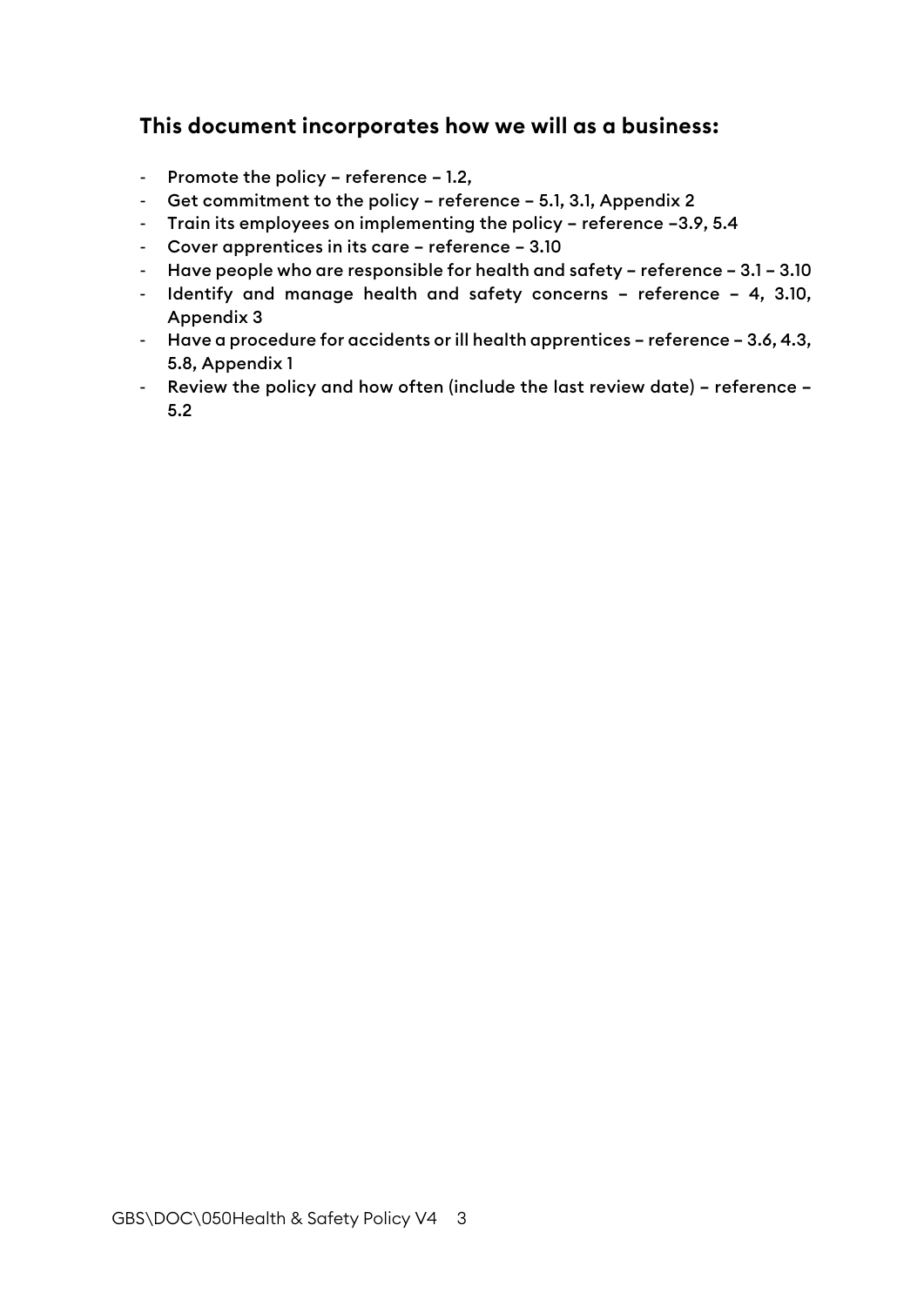## This document incorporates how we will as a business:

- Promote the policy – reference – 1.2,
- Get commitment to the policy – reference – 5.1, 3.1, Appendix 2
- Train its employees on implementing the policy – reference –3.9, 5.4
- Cover apprentices in its care – reference – 3.10
- Have people who are responsible for health and safety – reference – 3.1 – 3.10
- Identify and manage health and safety concerns – reference – 4, 3.10, Appendix 3
- Have a procedure for accidents or ill health apprentices – reference – 3.6, 4.3, 5.8, Appendix 1
- Review the policy and how often (include the last review date) – reference – 5.2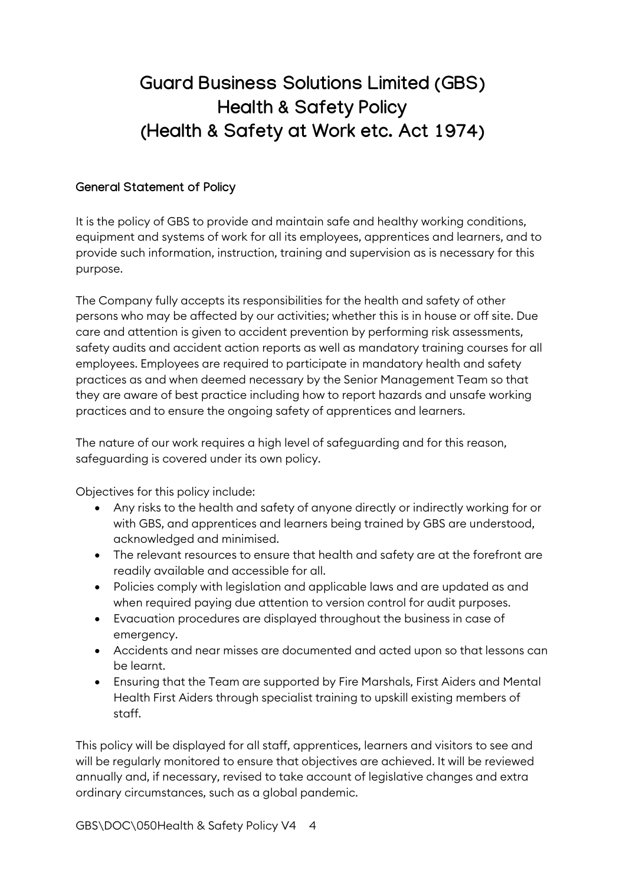# Guard Business Solutions Limited (GBS) Health & Safety Policy (Health & Safety at Work etc. Act 1974)

## General Statement of Policy

It is the policy of GBS to provide and maintain safe and healthy working conditions, equipment and systems of work for all its employees, apprentices and learners, and to provide such information, instruction, training and supervision as is necessary for this purpose.

The Company fully accepts its responsibilities for the health and safety of other persons who may be affected by our activities; whether this is in house or off site. Due care and attention is given to accident prevention by performing risk assessments, safety audits and accident action reports as well as mandatory training courses for all employees. Employees are required to participate in mandatory health and safety practices as and when deemed necessary by the Senior Management Team so that they are aware of best practice including how to report hazards and unsafe working practices and to ensure the ongoing safety of apprentices and learners.

The nature of our work requires a high level of safeguarding and for this reason, safeguarding is covered under its own policy.

Objectives for this policy include:

- Any risks to the health and safety of anyone directly or indirectly working for or with GBS, and apprentices and learners being trained by GBS are understood, acknowledged and minimised.
- The relevant resources to ensure that health and safety are at the forefront are readily available and accessible for all.
- Policies comply with legislation and applicable laws and are updated as and when required paying due attention to version control for audit purposes.
- Evacuation procedures are displayed throughout the business in case of emergency.
- Accidents and near misses are documented and acted upon so that lessons can be learnt.
- Ensuring that the Team are supported by Fire Marshals, First Aiders and Mental Health First Aiders through specialist training to upskill existing members of staff.

This policy will be displayed for all staff, apprentices, learners and visitors to see and will be regularly monitored to ensure that objectives are achieved. It will be reviewed annually and, if necessary, revised to take account of legislative changes and extra ordinary circumstances, such as a global pandemic.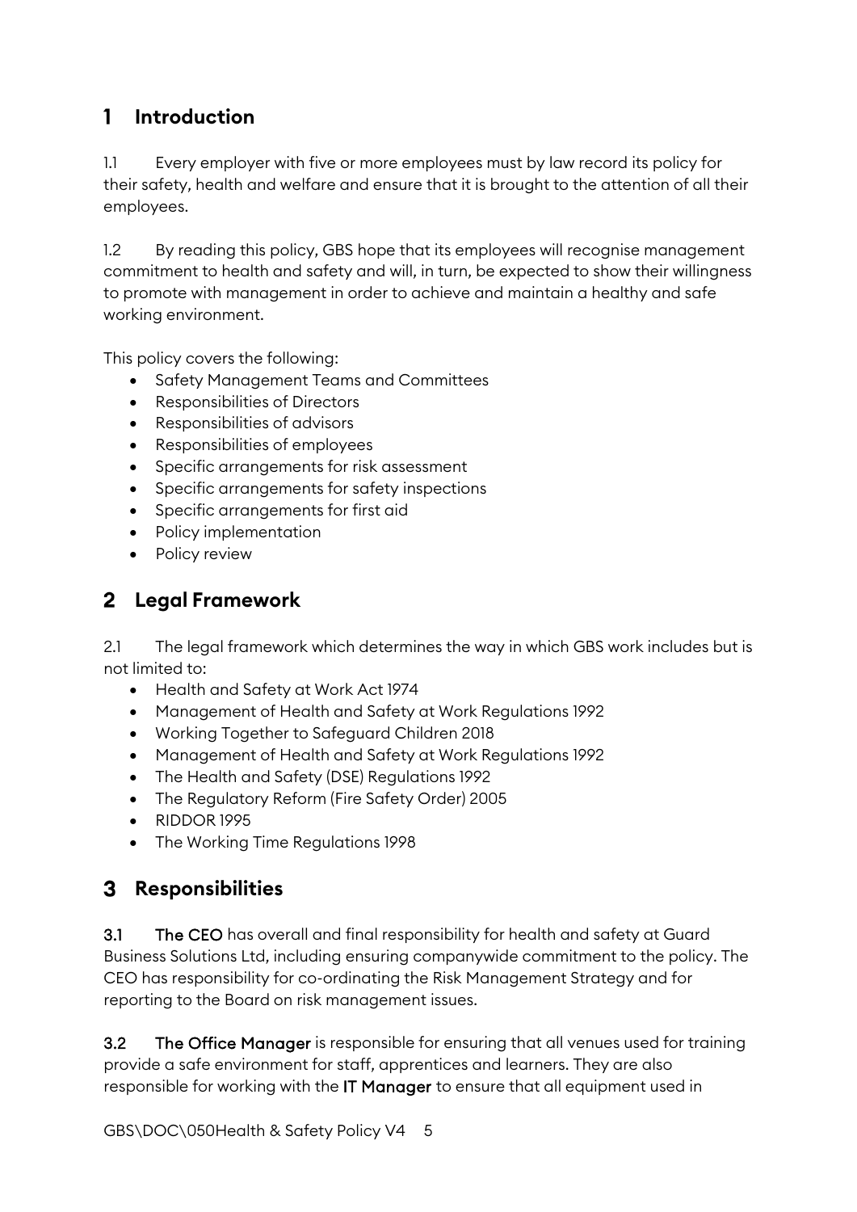# 1 Introduction

1.1 Every employer with five or more employees must by law record its policy for their safety, health and welfare and ensure that it is brought to the attention of all their employees.

1.2 By reading this policy, GBS hope that its employees will recognise management commitment to health and safety and will, in turn, be expected to show their willingness to promote with management in order to achieve and maintain a healthy and safe working environment.

This policy covers the following:

- Safety Management Teams and Committees
- Responsibilities of Directors
- Responsibilities of advisors
- Responsibilities of employees
- Specific arrangements for risk assessment
- Specific arrangements for safety inspections
- Specific arrangements for first aid
- Policy implementation
- Policy review

# 2 Legal Framework

2.1 The legal framework which determines the way in which GBS work includes but is not limited to:

- Health and Safety at Work Act 1974
- Management of Health and Safety at Work Regulations 1992
- Working Together to Safeguard Children 2018
- Management of Health and Safety at Work Regulations 1992
- The Health and Safety (DSE) Regulations 1992
- The Regulatory Reform (Fire Safety Order) 2005
- RIDDOR 1995
- The Working Time Regulations 1998

# 3 Responsibilities

**3.1 The CEO** has overall and final responsibility for health and safety at Guard Business Solutions Ltd, including ensuring companywide commitment to the policy. The CEO has responsibility for co-ordinating the Risk Management Strategy and for reporting to the Board on risk management issues.

**3.2 The Office Manager** is responsible for ensuring that all venues used for training provide a safe environment for staff, apprentices and learners. They are also responsible for working with the **IT Manager** to ensure that all equipment used in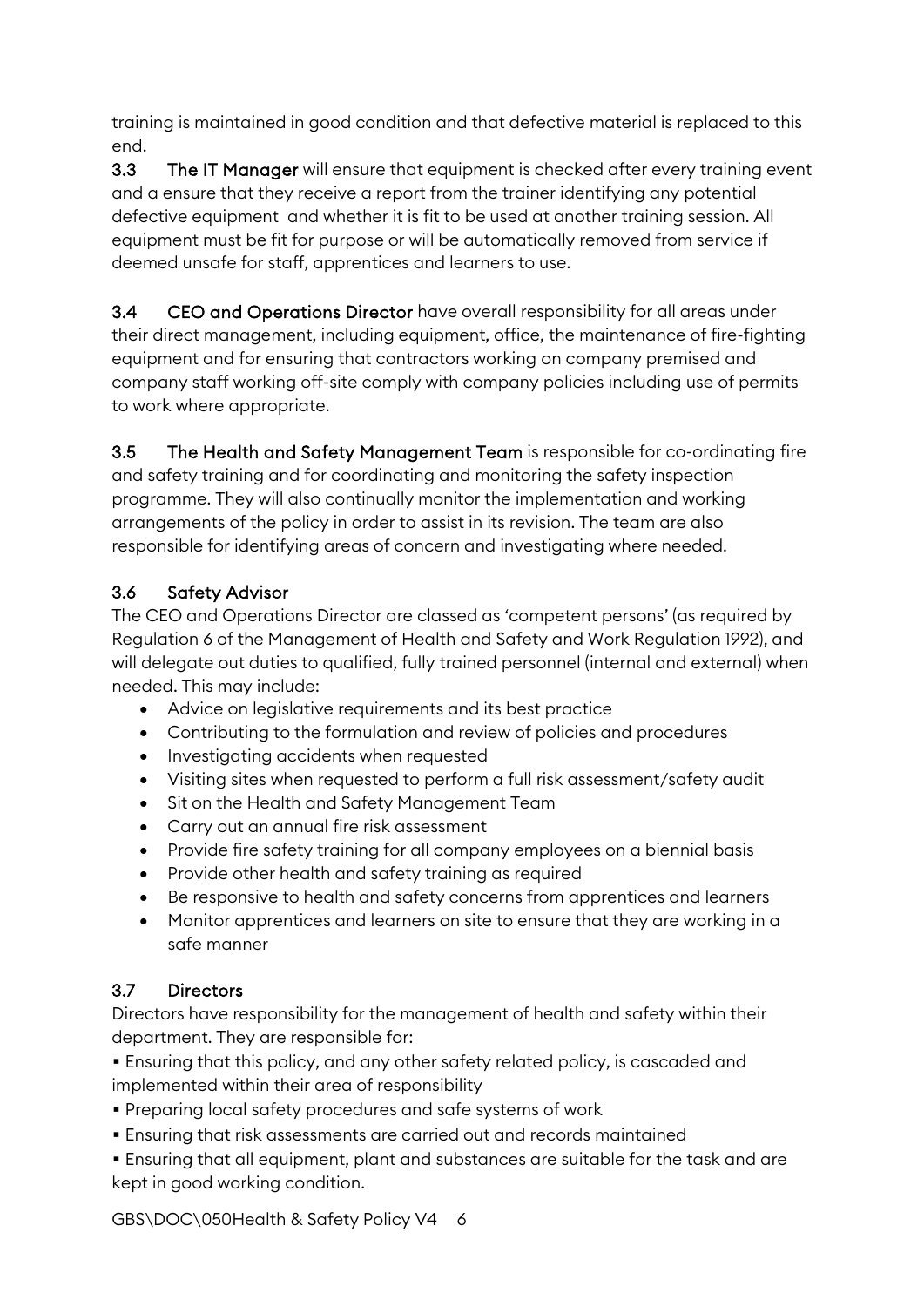training is maintained in good condition and that defective material is replaced to this end.

**3.3 The IT Manager** will ensure that equipment is checked after every training event and a ensure that they receive a report from the trainer identifying any potential defective equipment and whether it is fit to be used at another training session. All equipment must be fit for purpose or will be automatically removed from service if deemed unsafe for staff, apprentices and learners to use.

**3.4 CEO and Operations Director** have overall responsibility for all areas under their direct management, including equipment, office, the maintenance of fire-fighting equipment and for ensuring that contractors working on company premised and company staff working off-site comply with company policies including use of permits to work where appropriate.

**3.5 The Health and Safety Management Team** is responsible for co-ordinating fire and safety training and for coordinating and monitoring the safety inspection programme. They will also continually monitor the implementation and working arrangements of the policy in order to assist in its revision. The team are also responsible for identifying areas of concern and investigating where needed.

### 3.6 Safety Advisor

The CEO and Operations Director are classed as 'competent persons' (as required by Regulation 6 of the Management of Health and Safety and Work Regulation 1992), and will delegate out duties to qualified, fully trained personnel (internal and external) when needed. This may include:

- Advice on legislative requirements and its best practice
- Contributing to the formulation and review of policies and procedures
- Investigating accidents when requested
- Visiting sites when requested to perform a full risk assessment/safety audit
- Sit on the Health and Safety Management Team
- Carry out an annual fire risk assessment
- Provide fire safety training for all company employees on a biennial basis
- Provide other health and safety training as required
- Be responsive to health and safety concerns from apprentices and learners
- Monitor apprentices and learners on site to ensure that they are working in a safe manner

### 3.7 Directors

Directors have responsibility for the management of health and safety within their department. They are responsible for:

- Ensuring that this policy, and any other safety related policy, is cascaded and implemented within their area of responsibility
- Preparing local safety procedures and safe systems of work
- Ensuring that risk assessments are carried out and records maintained
- Ensuring that all equipment, plant and substances are suitable for the task and are kept in good working condition.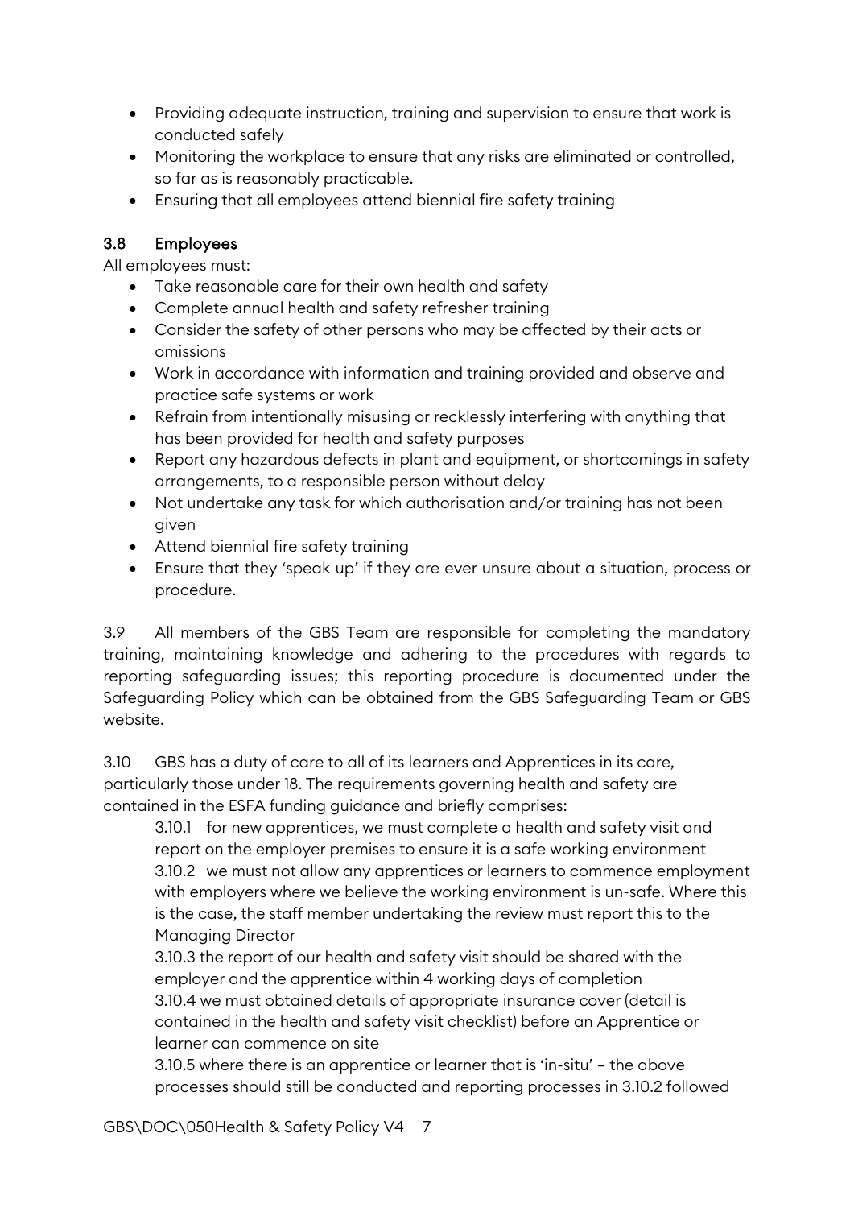- Providing adequate instruction, training and supervision to ensure that work is conducted safely
- Monitoring the workplace to ensure that any risks are eliminated or controlled, so far as is reasonably practicable.
- Ensuring that all employees attend biennial fire safety training

### 3.8 Employees

All employees must:

- Take reasonable care for their own health and safety
- Complete annual health and safety refresher training
- Consider the safety of other persons who may be affected by their acts or omissions
- Work in accordance with information and training provided and observe and practice safe systems or work
- Refrain from intentionally misusing or recklessly interfering with anything that has been provided for health and safety purposes
- Report any hazardous defects in plant and equipment, or shortcomings in safety arrangements, to a responsible person without delay
- Not undertake any task for which authorisation and/or training has not been given
- Attend biennial fire safety training
- Ensure that they 'speak up' if they are ever unsure about a situation, process or procedure.

3.9 All members of the GBS Team are responsible for completing the mandatory training, maintaining knowledge and adhering to the procedures with regards to reporting safeguarding issues; this reporting procedure is documented under the Safeguarding Policy which can be obtained from the GBS Safeguarding Team or GBS website.

3.10 GBS has a duty of care to all of its learners and Apprentices in its care, particularly those under 18. The requirements governing health and safety are contained in the ESFA funding guidance and briefly comprises:

3.10.1 for new apprentices, we must complete a health and safety visit and report on the employer premises to ensure it is a safe working environment

3.10.2 we must not allow any apprentices or learners to commence employment with employers where we believe the working environment is un-safe. Where this is the case, the staff member undertaking the review must report this to the Managing Director

3.10.3 the report of our health and safety visit should be shared with the employer and the apprentice within 4 working days of completion

3.10.4 we must obtained details of appropriate insurance cover (detail is contained in the health and safety visit checklist) before an Apprentice or learner can commence on site

3.10.5 where there is an apprentice or learner that is 'in-situ' – the above processes should still be conducted and reporting processes in 3.10.2 followed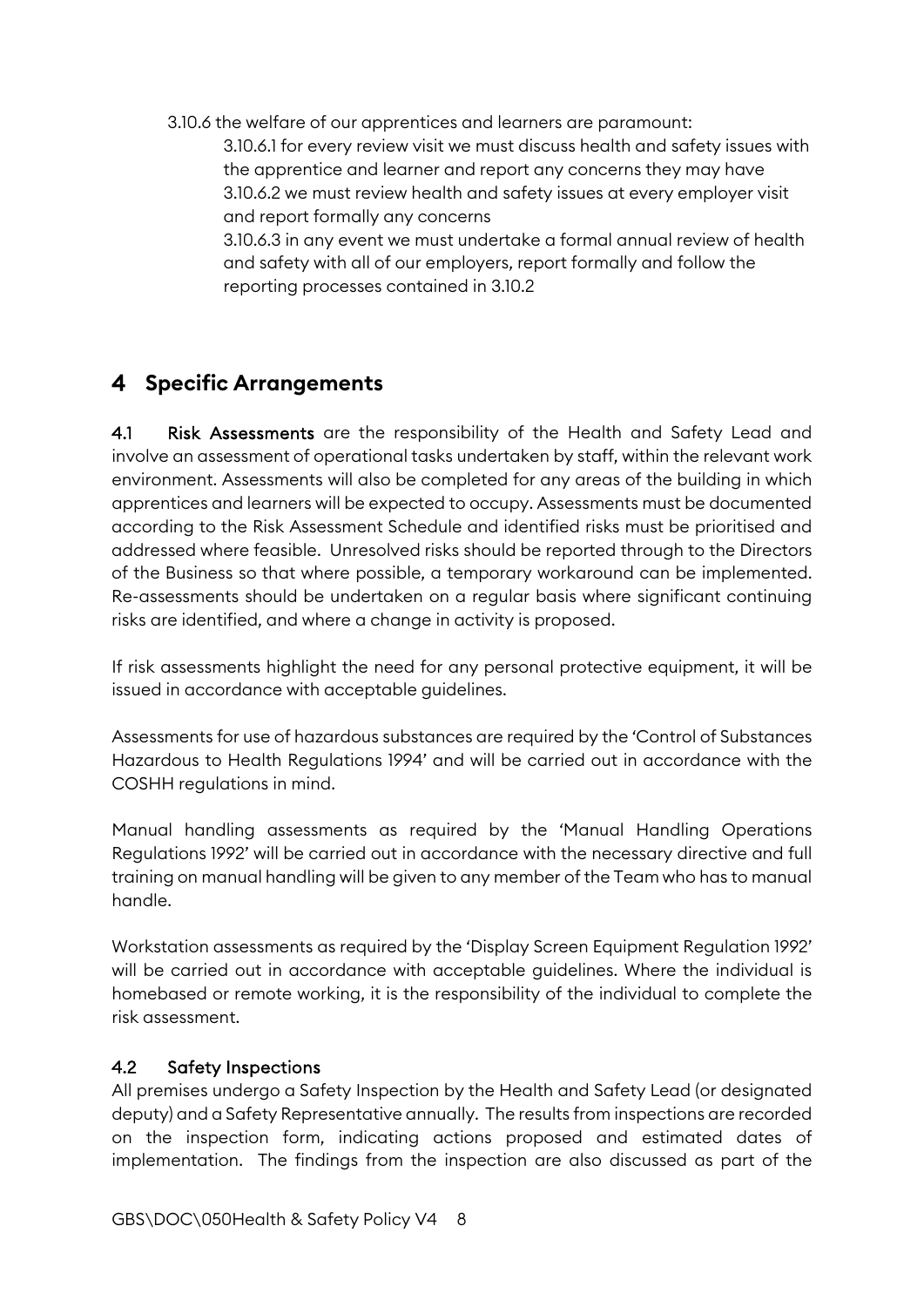3.10.6 the welfare of our apprentices and learners are paramount:

3.10.6.1 for every review visit we must discuss health and safety issues with the apprentice and learner and report any concerns they may have

3.10.6.2 we must review health and safety issues at every employer visit and report formally any concerns

3.10.6.3 in any event we must undertake a formal annual review of health and safety with all of our employers, report formally and follow the reporting processes contained in 3.10.2

# 4 Specific Arrangements

**4.1 Risk Assessments** are the responsibility of the Health and Safety Lead and involve an assessment of operational tasks undertaken by staff, within the relevant work environment. Assessments will also be completed for any areas of the building in which apprentices and learners will be expected to occupy. Assessments must be documented according to the Risk Assessment Schedule and identified risks must be prioritised and addressed where feasible. Unresolved risks should be reported through to the Directors of the Business so that where possible, a temporary workaround can be implemented. Re-assessments should be undertaken on a regular basis where significant continuing risks are identified, and where a change in activity is proposed.

If risk assessments highlight the need for any personal protective equipment, it will be issued in accordance with acceptable guidelines.

Assessments for use of hazardous substances are required by the 'Control of Substances Hazardous to Health Regulations 1994' and will be carried out in accordance with the COSHH regulations in mind.

Manual handling assessments as required by the 'Manual Handling Operations Regulations 1992' will be carried out in accordance with the necessary directive and full training on manual handling will be given to any member of the Team who has to manual handle.

Workstation assessments as required by the 'Display Screen Equipment Regulation 1992' will be carried out in accordance with acceptable guidelines. Where the individual is homebased or remote working, it is the responsibility of the individual to complete the risk assessment.

## 4.2 Safety Inspections

All premises undergo a Safety Inspection by the Health and Safety Lead (or designated deputy) and a Safety Representative annually. The results from inspections are recorded on the inspection form, indicating actions proposed and estimated dates of implementation. The findings from the inspection are also discussed as part of the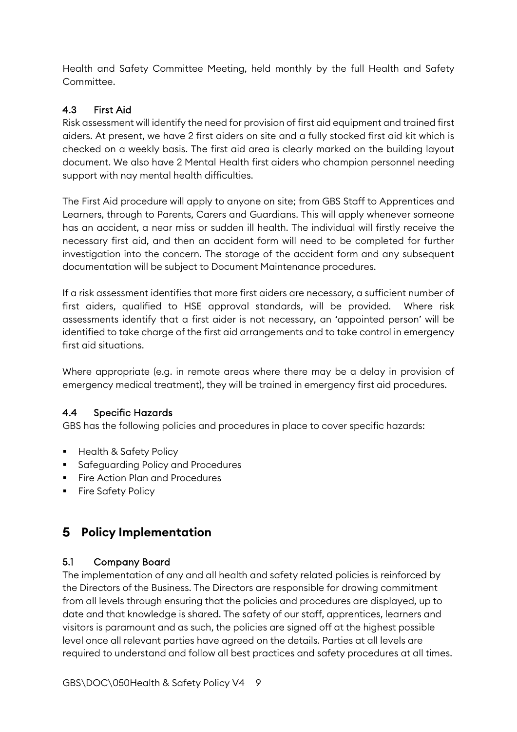Health and Safety Committee Meeting, held monthly by the full Health and Safety Committee.

### 4.3 First Aid

Risk assessment will identify the need for provision of first aid equipment and trained first aiders. At present, we have 2 first aiders on site and a fully stocked first aid kit which is checked on a weekly basis. The first aid area is clearly marked on the building layout document. We also have 2 Mental Health first aiders who champion personnel needing support with nay mental health difficulties.

The First Aid procedure will apply to anyone on site; from GBS Staff to Apprentices and Learners, through to Parents, Carers and Guardians. This will apply whenever someone has an accident, a near miss or sudden ill health. The individual will firstly receive the necessary first aid, and then an accident form will need to be completed for further investigation into the concern. The storage of the accident form and any subsequent documentation will be subject to Document Maintenance procedures.

If a risk assessment identifies that more first aiders are necessary, a sufficient number of first aiders, qualified to HSE approval standards, will be provided. Where risk assessments identify that a first aider is not necessary, an 'appointed person' will be identified to take charge of the first aid arrangements and to take control in emergency first aid situations.

Where appropriate (e.g. in remote areas where there may be a delay in provision of emergency medical treatment), they will be trained in emergency first aid procedures.

### 4.4 Specific Hazards

GBS has the following policies and procedures in place to cover specific hazards:

- Health & Safety Policy
- Safeguarding Policy and Procedures
- Fire Action Plan and Procedures
- Fire Safety Policy

## 5 Policy Implementation

### 5.1 Company Board

The implementation of any and all health and safety related policies is reinforced by the Directors of the Business. The Directors are responsible for drawing commitment from all levels through ensuring that the policies and procedures are displayed, up to date and that knowledge is shared. The safety of our staff, apprentices, learners and visitors is paramount and as such, the policies are signed off at the highest possible level once all relevant parties have agreed on the details. Parties at all levels are required to understand and follow all best practices and safety procedures at all times.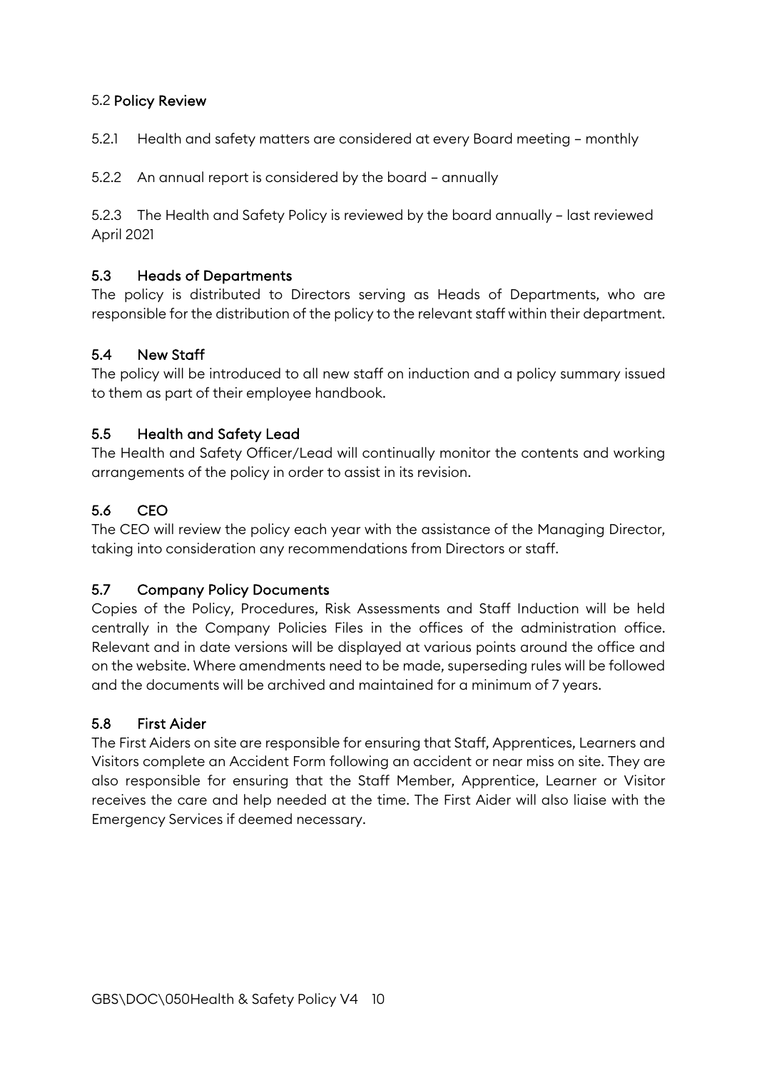### 5.2 Policy Review

5.2.1 Health and safety matters are considered at every Board meeting – monthly

5.2.2 An annual report is considered by the board – annually

5.2.3 The Health and Safety Policy is reviewed by the board annually – last reviewed April 2021

### 5.3 Heads of Departments

The policy is distributed to Directors serving as Heads of Departments, who are responsible for the distribution of the policy to the relevant staff within their department.

### 5.4 New Staff

The policy will be introduced to all new staff on induction and a policy summary issued to them as part of their employee handbook.

### 5.5 Health and Safety Lead

The Health and Safety Officer/Lead will continually monitor the contents and working arrangements of the policy in order to assist in its revision.

### 5.6 CEO

The CEO will review the policy each year with the assistance of the Managing Director, taking into consideration any recommendations from Directors or staff.

### 5.7 Company Policy Documents

Copies of the Policy, Procedures, Risk Assessments and Staff Induction will be held centrally in the Company Policies Files in the offices of the administration office. Relevant and in date versions will be displayed at various points around the office and on the website. Where amendments need to be made, superseding rules will be followed and the documents will be archived and maintained for a minimum of 7 years.

### 5.8 First Aider

The First Aiders on site are responsible for ensuring that Staff, Apprentices, Learners and Visitors complete an Accident Form following an accident or near miss on site. They are also responsible for ensuring that the Staff Member, Apprentice, Learner or Visitor receives the care and help needed at the time. The First Aider will also liaise with the Emergency Services if deemed necessary.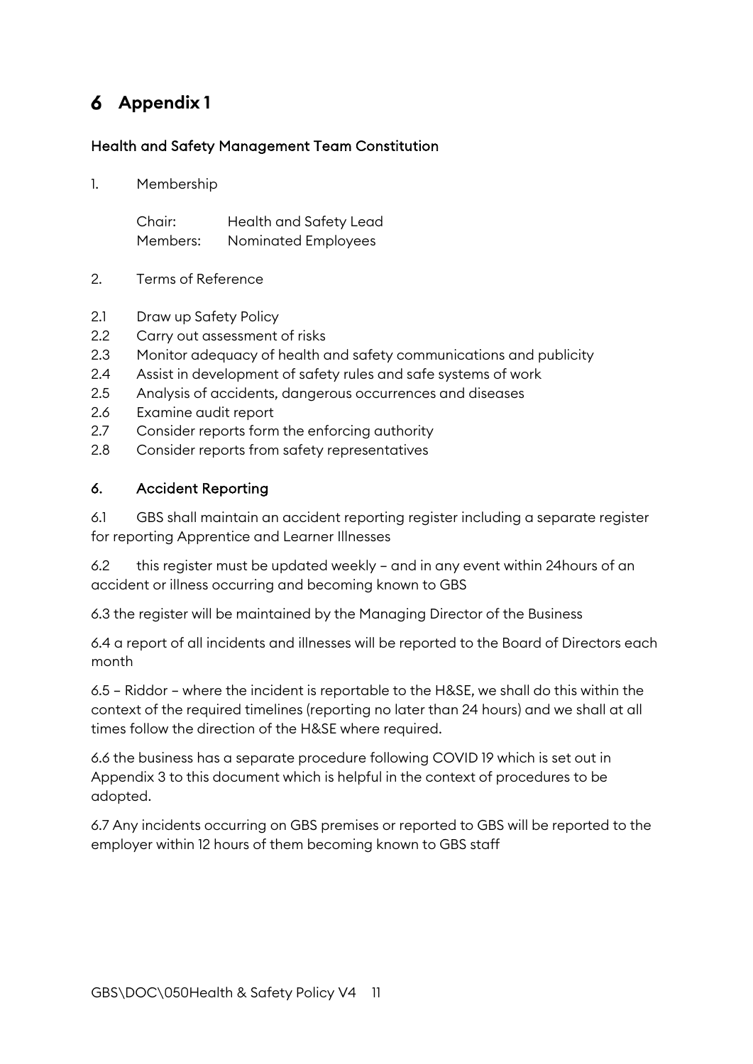# 6 Appendix 1

## Health and Safety Management Team Constitution

1. Membership

   Chair: Health and Safety Lead
   Members: Nominated Employees

2. Terms of Reference

2.1 Draw up Safety Policy
2.2 Carry out assessment of risks
2.3 Monitor adequacy of health and safety communications and publicity
2.4 Assist in development of safety rules and safe systems of work
2.5 Analysis of accidents, dangerous occurrences and diseases
2.6 Examine audit report
2.7 Consider reports form the enforcing authority
2.8 Consider reports from safety representatives

## 6. Accident Reporting

6.1 GBS shall maintain an accident reporting register including a separate register for reporting Apprentice and Learner Illnesses

6.2 this register must be updated weekly – and in any event within 24hours of an accident or illness occurring and becoming known to GBS

6.3 the register will be maintained by the Managing Director of the Business

6.4 a report of all incidents and illnesses will be reported to the Board of Directors each month

6.5 – Riddor – where the incident is reportable to the H&SE, we shall do this within the context of the required timelines (reporting no later than 24 hours) and we shall at all times follow the direction of the H&SE where required.

6.6 the business has a separate procedure following COVID 19 which is set out in Appendix 3 to this document which is helpful in the context of procedures to be adopted.

6.7 Any incidents occurring on GBS premises or reported to GBS will be reported to the employer within 12 hours of them becoming known to GBS staff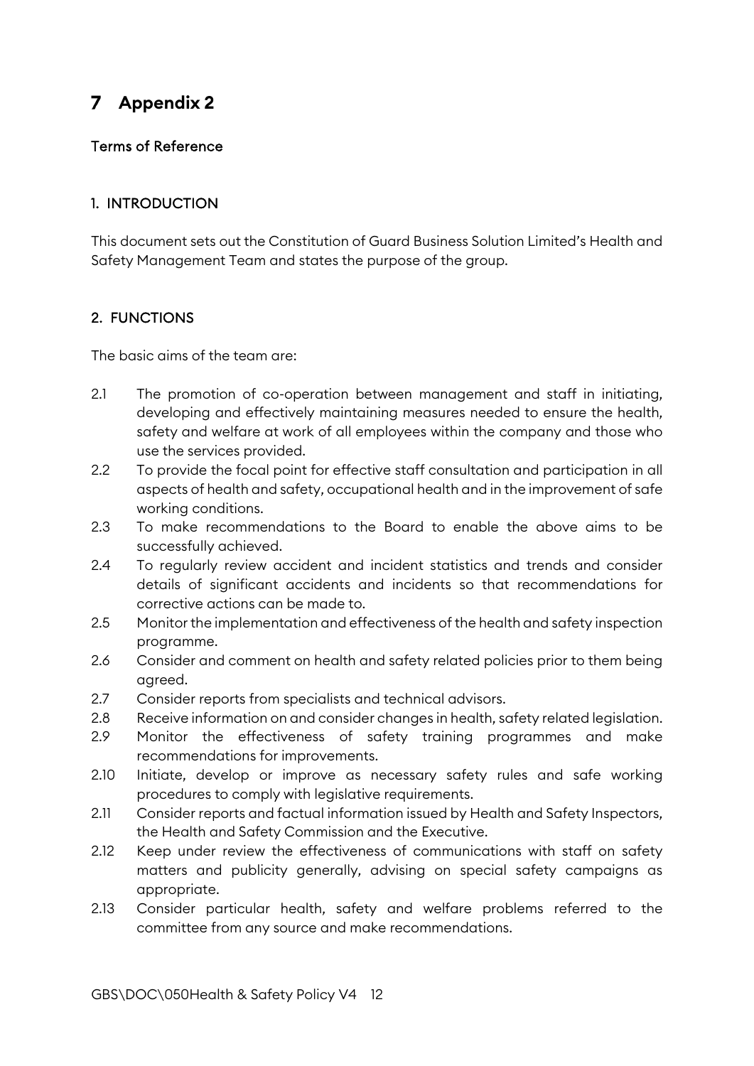# 7 Appendix 2

### Terms of Reference

### 1. INTRODUCTION

This document sets out the Constitution of Guard Business Solution Limited's Health and Safety Management Team and states the purpose of the group.

### 2. FUNCTIONS

The basic aims of the team are:

2.1 The promotion of co-operation between management and staff in initiating, developing and effectively maintaining measures needed to ensure the health, safety and welfare at work of all employees within the company and those who use the services provided.

2.2 To provide the focal point for effective staff consultation and participation in all aspects of health and safety, occupational health and in the improvement of safe working conditions.

2.3 To make recommendations to the Board to enable the above aims to be successfully achieved.

2.4 To regularly review accident and incident statistics and trends and consider details of significant accidents and incidents so that recommendations for corrective actions can be made to.

2.5 Monitor the implementation and effectiveness of the health and safety inspection programme.

2.6 Consider and comment on health and safety related policies prior to them being agreed.

2.7 Consider reports from specialists and technical advisors.

2.8 Receive information on and consider changes in health, safety related legislation.

2.9 Monitor the effectiveness of safety training programmes and make recommendations for improvements.

2.10 Initiate, develop or improve as necessary safety rules and safe working procedures to comply with legislative requirements.

2.11 Consider reports and factual information issued by Health and Safety Inspectors, the Health and Safety Commission and the Executive.

2.12 Keep under review the effectiveness of communications with staff on safety matters and publicity generally, advising on special safety campaigns as appropriate.

2.13 Consider particular health, safety and welfare problems referred to the committee from any source and make recommendations.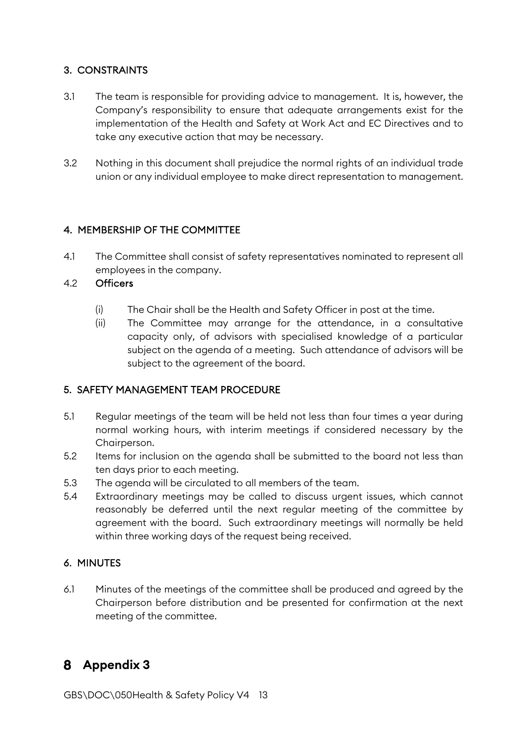### 3. CONSTRAINTS

3.1 The team is responsible for providing advice to management. It is, however, the Company's responsibility to ensure that adequate arrangements exist for the implementation of the Health and Safety at Work Act and EC Directives and to take any executive action that may be necessary.

3.2 Nothing in this document shall prejudice the normal rights of an individual trade union or any individual employee to make direct representation to management.

### 4. MEMBERSHIP OF THE COMMITTEE

4.1 The Committee shall consist of safety representatives nominated to represent all employees in the company.

4.2 **Officers**

(i) The Chair shall be the Health and Safety Officer in post at the time.

(ii) The Committee may arrange for the attendance, in a consultative capacity only, of advisors with specialised knowledge of a particular subject on the agenda of a meeting. Such attendance of advisors will be subject to the agreement of the board.

### 5. SAFETY MANAGEMENT TEAM PROCEDURE

5.1 Regular meetings of the team will be held not less than four times a year during normal working hours, with interim meetings if considered necessary by the Chairperson.

5.2 Items for inclusion on the agenda shall be submitted to the board not less than ten days prior to each meeting.

5.3 The agenda will be circulated to all members of the team.

5.4 Extraordinary meetings may be called to discuss urgent issues, which cannot reasonably be deferred until the next regular meeting of the committee by agreement with the board. Such extraordinary meetings will normally be held within three working days of the request being received.

### 6. MINUTES

6.1 Minutes of the meetings of the committee shall be produced and agreed by the Chairperson before distribution and be presented for confirmation at the next meeting of the committee.

# 8 Appendix 3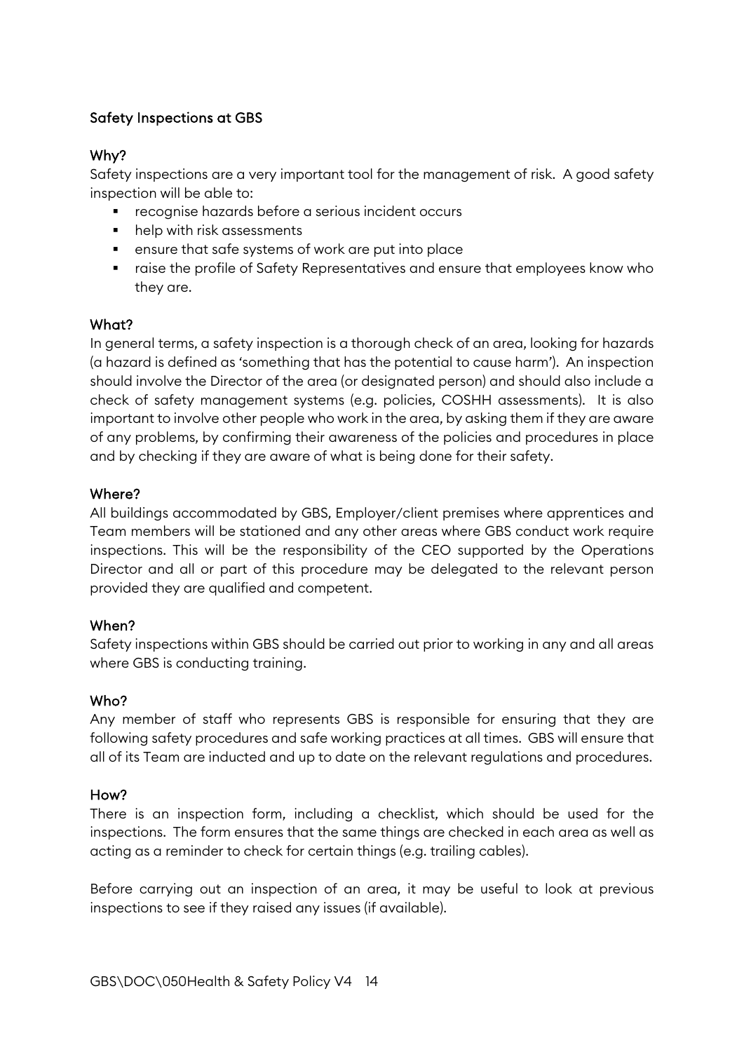## Safety Inspections at GBS

### Why?

Safety inspections are a very important tool for the management of risk. A good safety inspection will be able to:

- recognise hazards before a serious incident occurs
- help with risk assessments
- ensure that safe systems of work are put into place
- raise the profile of Safety Representatives and ensure that employees know who they are.

### What?

In general terms, a safety inspection is a thorough check of an area, looking for hazards (a hazard is defined as 'something that has the potential to cause harm'). An inspection should involve the Director of the area (or designated person) and should also include a check of safety management systems (e.g. policies, COSHH assessments). It is also important to involve other people who work in the area, by asking them if they are aware of any problems, by confirming their awareness of the policies and procedures in place and by checking if they are aware of what is being done for their safety.

### Where?

All buildings accommodated by GBS, Employer/client premises where apprentices and Team members will be stationed and any other areas where GBS conduct work require inspections. This will be the responsibility of the CEO supported by the Operations Director and all or part of this procedure may be delegated to the relevant person provided they are qualified and competent.

### When?

Safety inspections within GBS should be carried out prior to working in any and all areas where GBS is conducting training.

### Who?

Any member of staff who represents GBS is responsible for ensuring that they are following safety procedures and safe working practices at all times. GBS will ensure that all of its Team are inducted and up to date on the relevant regulations and procedures.

### How?

There is an inspection form, including a checklist, which should be used for the inspections. The form ensures that the same things are checked in each area as well as acting as a reminder to check for certain things (e.g. trailing cables).

Before carrying out an inspection of an area, it may be useful to look at previous inspections to see if they raised any issues (if available).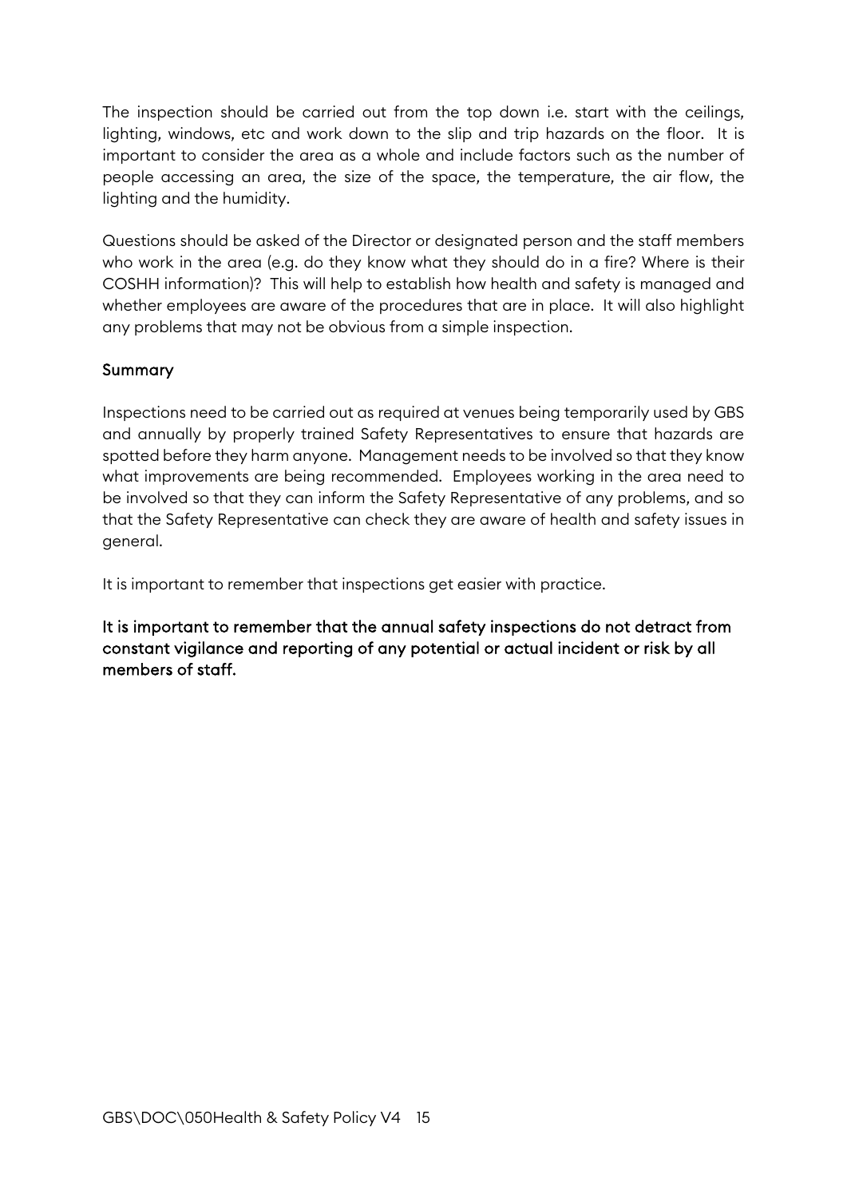The inspection should be carried out from the top down i.e. start with the ceilings, lighting, windows, etc and work down to the slip and trip hazards on the floor. It is important to consider the area as a whole and include factors such as the number of people accessing an area, the size of the space, the temperature, the air flow, the lighting and the humidity.

Questions should be asked of the Director or designated person and the staff members who work in the area (e.g. do they know what they should do in a fire? Where is their COSHH information)? This will help to establish how health and safety is managed and whether employees are aware of the procedures that are in place. It will also highlight any problems that may not be obvious from a simple inspection.

### Summary

Inspections need to be carried out as required at venues being temporarily used by GBS and annually by properly trained Safety Representatives to ensure that hazards are spotted before they harm anyone. Management needs to be involved so that they know what improvements are being recommended. Employees working in the area need to be involved so that they can inform the Safety Representative of any problems, and so that the Safety Representative can check they are aware of health and safety issues in general.

It is important to remember that inspections get easier with practice.

**It is important to remember that the annual safety inspections do not detract from constant vigilance and reporting of any potential or actual incident or risk by all members of staff.**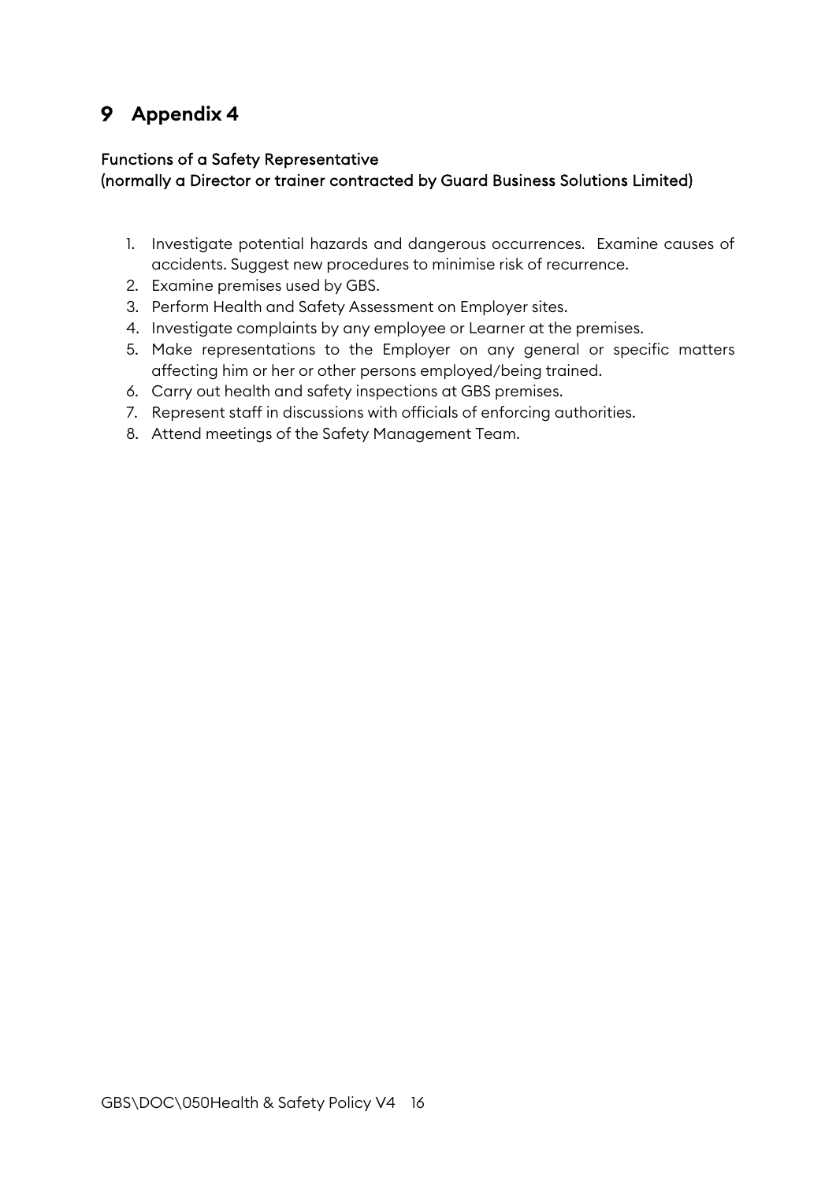# 9 Appendix 4

Functions of a Safety Representative
(normally a Director or trainer contracted by Guard Business Solutions Limited)

1. Investigate potential hazards and dangerous occurrences. Examine causes of accidents. Suggest new procedures to minimise risk of recurrence.
2. Examine premises used by GBS.
3. Perform Health and Safety Assessment on Employer sites.
4. Investigate complaints by any employee or Learner at the premises.
5. Make representations to the Employer on any general or specific matters affecting him or her or other persons employed/being trained.
6. Carry out health and safety inspections at GBS premises.
7. Represent staff in discussions with officials of enforcing authorities.
8. Attend meetings of the Safety Management Team.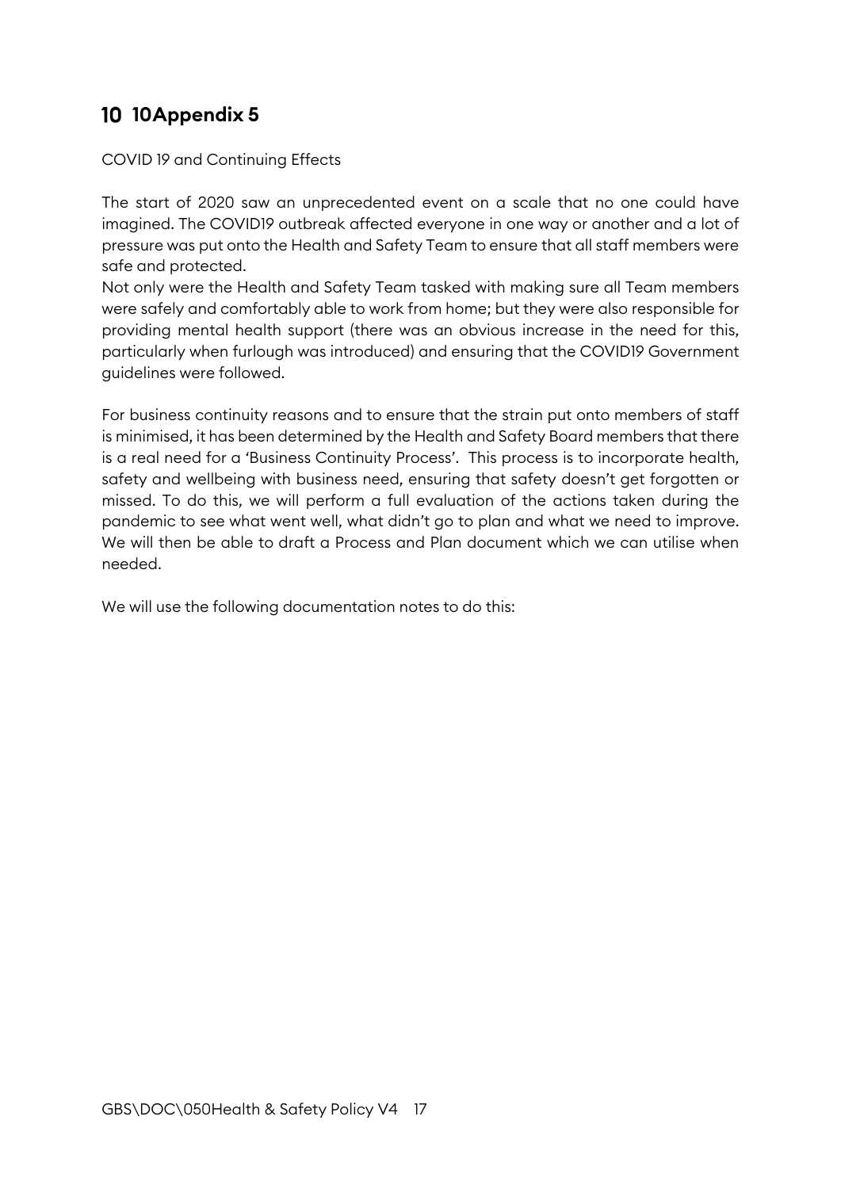# 10 10Appendix 5

COVID 19 and Continuing Effects

The start of 2020 saw an unprecedented event on a scale that no one could have imagined. The COVID19 outbreak affected everyone in one way or another and a lot of pressure was put onto the Health and Safety Team to ensure that all staff members were safe and protected.
Not only were the Health and Safety Team tasked with making sure all Team members were safely and comfortably able to work from home; but they were also responsible for providing mental health support (there was an obvious increase in the need for this, particularly when furlough was introduced) and ensuring that the COVID19 Government guidelines were followed.

For business continuity reasons and to ensure that the strain put onto members of staff is minimised, it has been determined by the Health and Safety Board members that there is a real need for a 'Business Continuity Process'. This process is to incorporate health, safety and wellbeing with business need, ensuring that safety doesn't get forgotten or missed. To do this, we will perform a full evaluation of the actions taken during the pandemic to see what went well, what didn't go to plan and what we need to improve. We will then be able to draft a Process and Plan document which we can utilise when needed.

We will use the following documentation notes to do this: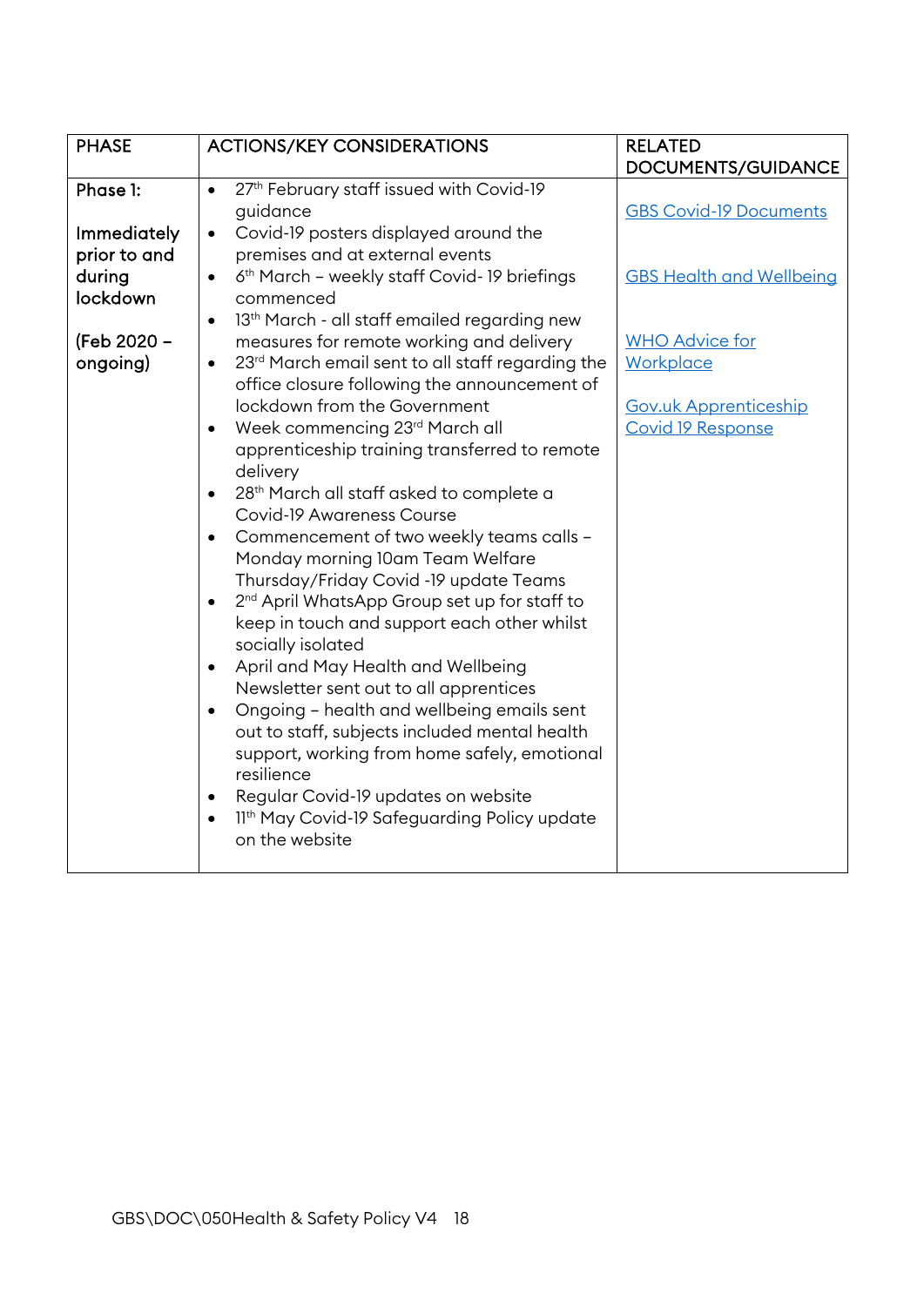| PHASE | ACTIONS/KEY CONSIDERATIONS | RELATED DOCUMENTS/GUIDANCE |
|---|---|---|
| Phase 1:<br><br>Immediately prior to and during lockdown<br><br>(Feb 2020 – ongoing) | • 27th February staff issued with Covid-19 guidance<br>• Covid-19 posters displayed around the premises and at external events<br>• 6th March – weekly staff Covid- 19 briefings commenced<br>• 13th March - all staff emailed regarding new measures for remote working and delivery<br>• 23rd March email sent to all staff regarding the office closure following the announcement of lockdown from the Government<br>• Week commencing 23rd March all apprenticeship training transferred to remote delivery<br>• 28th March all staff asked to complete a Covid-19 Awareness Course<br>• Commencement of two weekly teams calls – Monday morning 10am Team Welfare Thursday/Friday Covid -19 update Teams<br>• 2nd April WhatsApp Group set up for staff to keep in touch and support each other whilst socially isolated<br>• April and May Health and Wellbeing Newsletter sent out to all apprentices<br>• Ongoing – health and wellbeing emails sent out to staff, subjects included mental health support, working from home safely, emotional resilience<br>• Regular Covid-19 updates on website<br>• 11th May Covid-19 Safeguarding Policy update on the website | GBS Covid-19 Documents<br><br>GBS Health and Wellbeing<br><br>WHO Advice for Workplace<br><br>Gov.uk Apprenticeship Covid 19 Response |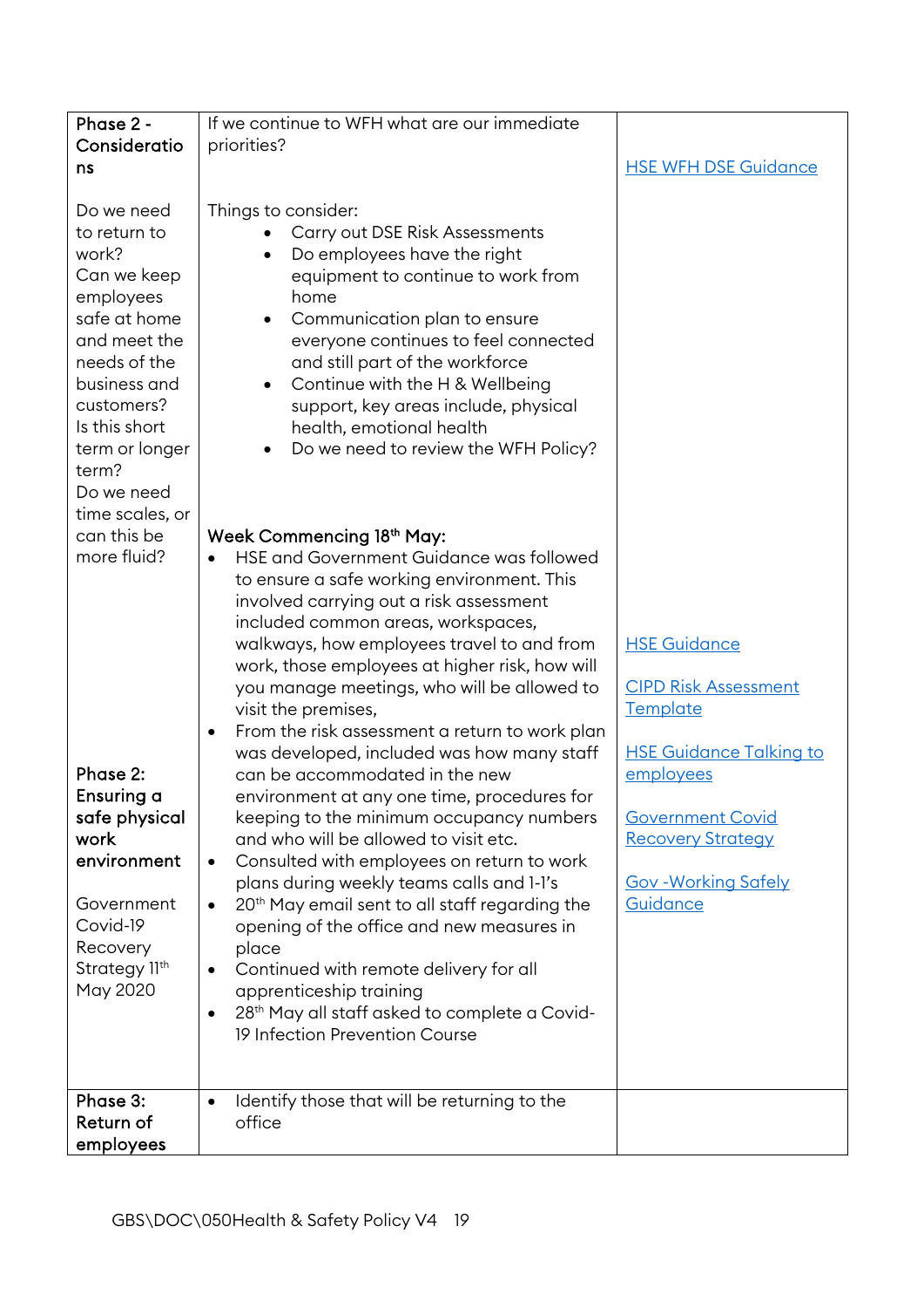| **Phase 2 - Considerations**<br><br>Do we need to return to work?<br>Can we keep employees safe at home and meet the needs of the business and customers?<br>Is this short term or longer term?<br>Do we need time scales, or can this be more fluid?<br><br><br><br><br><br><br><br><br><br>**Phase 2: Ensuring a safe physical work environment**<br><br>Government Covid-19 Recovery Strategy 11th May 2020 | If we continue to WFH what are our immediate priorities?<br><br>Things to consider:<br>• Carry out DSE Risk Assessments<br>• Do employees have the right equipment to continue to work from home<br>• Communication plan to ensure everyone continues to feel connected and still part of the workforce<br>• Continue with the H & Wellbeing support, key areas include, physical health, emotional health<br>• Do we need to review the WFH Policy?<br><br>**Week Commencing 18th May:**<br>• HSE and Government Guidance was followed to ensure a safe working environment. This involved carrying out a risk assessment included common areas, workspaces, walkways, how employees travel to and from work, those employees at higher risk, how will you manage meetings, who will be allowed to visit the premises,<br>• From the risk assessment a return to work plan was developed, included was how many staff can be accommodated in the new environment at any one time, procedures for keeping to the minimum occupancy numbers and who will be allowed to visit etc.<br>• Consulted with employees on return to work plans during weekly teams calls and 1-1's<br>• 20th May email sent to all staff regarding the opening of the office and new measures in place<br>• Continued with remote delivery for all apprenticeship training<br>• 28th May all staff asked to complete a Covid-19 Infection Prevention Course | HSE WFH DSE Guidance<br><br><br><br><br><br><br><br><br><br><br><br><br><br><br><br><br><br>HSE Guidance<br><br>CIPD Risk Assessment Template<br><br>HSE Guidance Talking to employees<br><br>Government Covid Recovery Strategy<br><br>Gov -Working Safely Guidance |
|---|---|---|
| **Phase 3: Return of employees** | • Identify those that will be returning to the office | |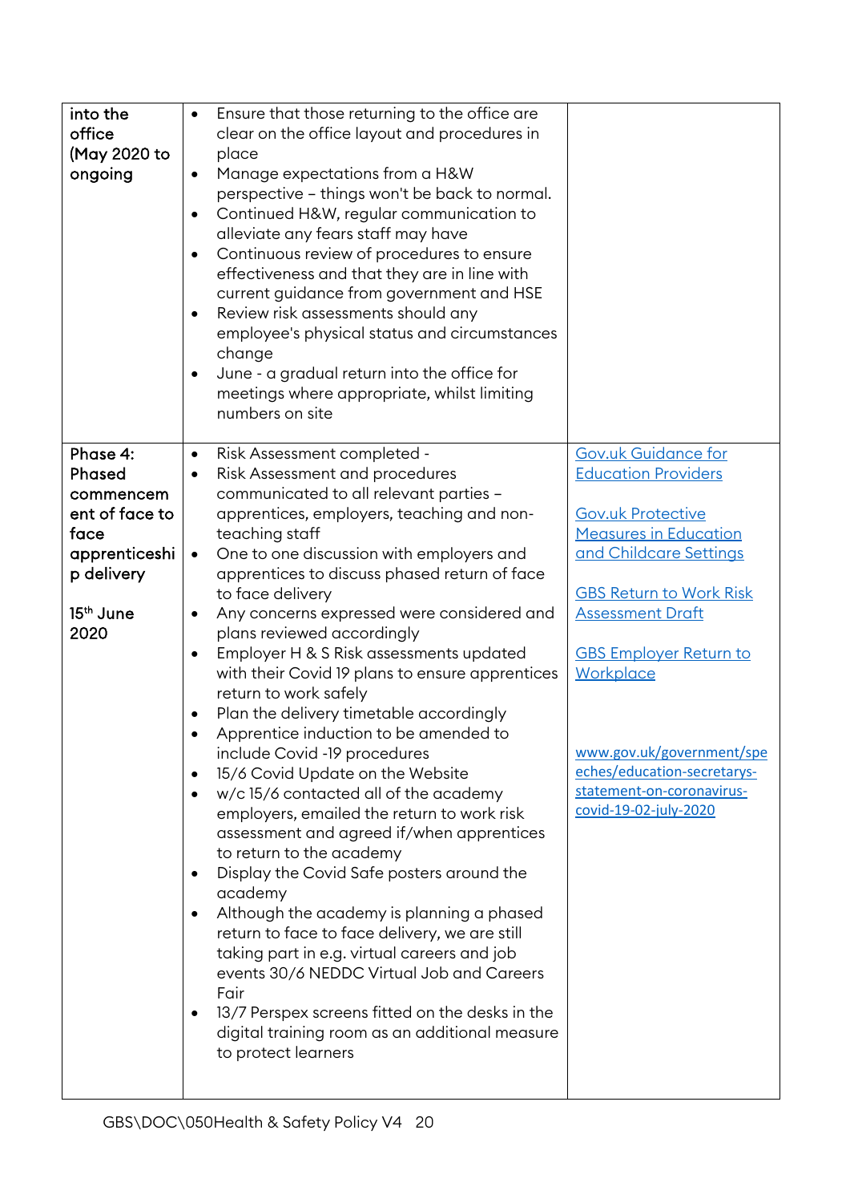| | | |
|---|---|---|
| into the office (May 2020 to ongoing | • Ensure that those returning to the office are clear on the office layout and procedures in place<br>• Manage expectations from a H&W perspective – things won't be back to normal.<br>• Continued H&W, regular communication to alleviate any fears staff may have<br>• Continuous review of procedures to ensure effectiveness and that they are in line with current guidance from government and HSE<br>• Review risk assessments should any employee's physical status and circumstances change<br>• June - a gradual return into the office for meetings where appropriate, whilst limiting numbers on site | |
| Phase 4: Phased commencement of face to face apprenticeship delivery<br><br>15th June 2020 | • Risk Assessment completed -<br>• Risk Assessment and procedures communicated to all relevant parties – apprentices, employers, teaching and non-teaching staff<br>• One to one discussion with employers and apprentices to discuss phased return of face to face delivery<br>• Any concerns expressed were considered and plans reviewed accordingly<br>• Employer H & S Risk assessments updated with their Covid 19 plans to ensure apprentices return to work safely<br>• Plan the delivery timetable accordingly<br>• Apprentice induction to be amended to include Covid -19 procedures<br>• 15/6 Covid Update on the Website<br>• w/c 15/6 contacted all of the academy employers, emailed the return to work risk assessment and agreed if/when apprentices to return to the academy<br>• Display the Covid Safe posters around the academy<br>• Although the academy is planning a phased return to face to face delivery, we are still taking part in e.g. virtual careers and job events 30/6 NEDDC Virtual Job and Careers Fair<br>• 13/7 Perspex screens fitted on the desks in the digital training room as an additional measure to protect learners | Gov.uk Guidance for Education Providers<br><br>Gov.uk Protective Measures in Education and Childcare Settings<br><br>GBS Return to Work Risk Assessment Draft<br><br>GBS Employer Return to Workplace<br><br>www.gov.uk/government/speeches/education-secretarys-statement-on-coronavirus-covid-19-02-july-2020 |

GBS\DOC\050Health & Safety Policy V4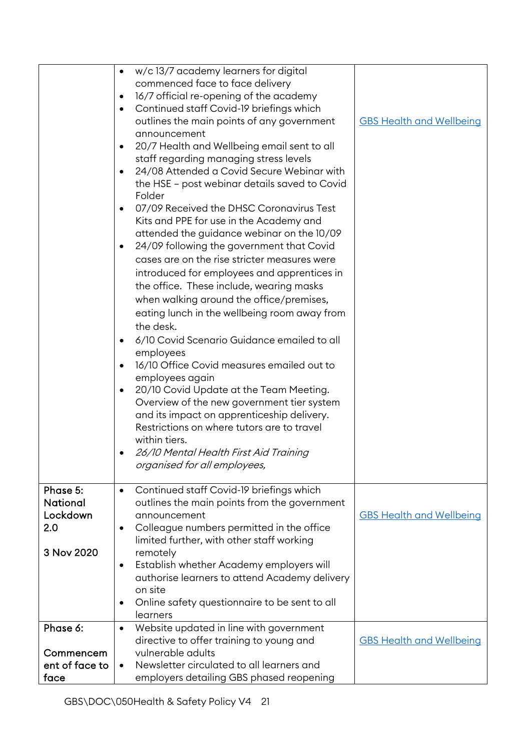| | | |
|---|---|---|
| | • w/c 13/7 academy learners for digital commenced face to face delivery<br>• 16/7 official re-opening of the academy<br>• Continued staff Covid-19 briefings which outlines the main points of any government announcement<br>• 20/7 Health and Wellbeing email sent to all staff regarding managing stress levels<br>• 24/08 Attended a Covid Secure Webinar with the HSE – post webinar details saved to Covid Folder<br>• 07/09 Received the DHSC Coronavirus Test Kits and PPE for use in the Academy and attended the guidance webinar on the 10/09<br>• 24/09 following the government that Covid cases are on the rise stricter measures were introduced for employees and apprentices in the office. These include, wearing masks when walking around the office/premises, eating lunch in the wellbeing room away from the desk.<br>• 6/10 Covid Scenario Guidance emailed to all employees<br>• 16/10 Office Covid measures emailed out to employees again<br>• 20/10 Covid Update at the Team Meeting. Overview of the new government tier system and its impact on apprenticeship delivery. Restrictions on where tutors are to travel within tiers.<br>• *26/10 Mental Health First Aid Training organised for all employees,* | GBS Health and Wellbeing |
| Phase 5: National Lockdown 2.0<br><br>3 Nov 2020 | • Continued staff Covid-19 briefings which outlines the main points from the government announcement<br>• Colleague numbers permitted in the office limited further, with other staff working remotely<br>• Establish whether Academy employers will authorise learners to attend Academy delivery on site<br>• Online safety questionnaire to be sent to all learners | GBS Health and Wellbeing |
| Phase 6:<br><br>Commencement of face to face | • Website updated in line with government directive to offer training to young and vulnerable adults<br>• Newsletter circulated to all learners and employers detailing GBS phased reopening | GBS Health and Wellbeing |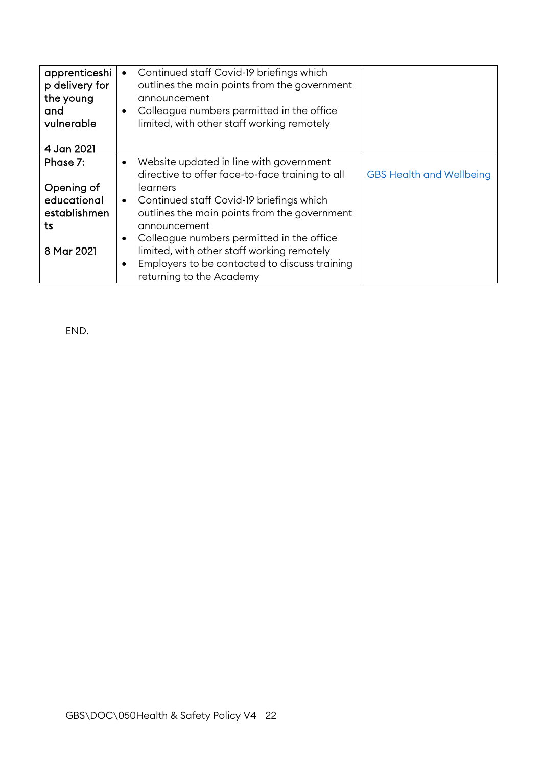| | | |
|---|---|---|
| apprenticeship delivery for the young and vulnerable<br><br>4 Jan 2021 | • Continued staff Covid-19 briefings which outlines the main points from the government announcement<br>• Colleague numbers permitted in the office limited, with other staff working remotely | |
| Phase 7:<br><br>Opening of educational establishments<br><br>8 Mar 2021 | • Website updated in line with government directive to offer face-to-face training to all learners<br>• Continued staff Covid-19 briefings which outlines the main points from the government announcement<br>• Colleague numbers permitted in the office limited, with other staff working remotely<br>• Employers to be contacted to discuss training returning to the Academy | GBS Health and Wellbeing |

END.